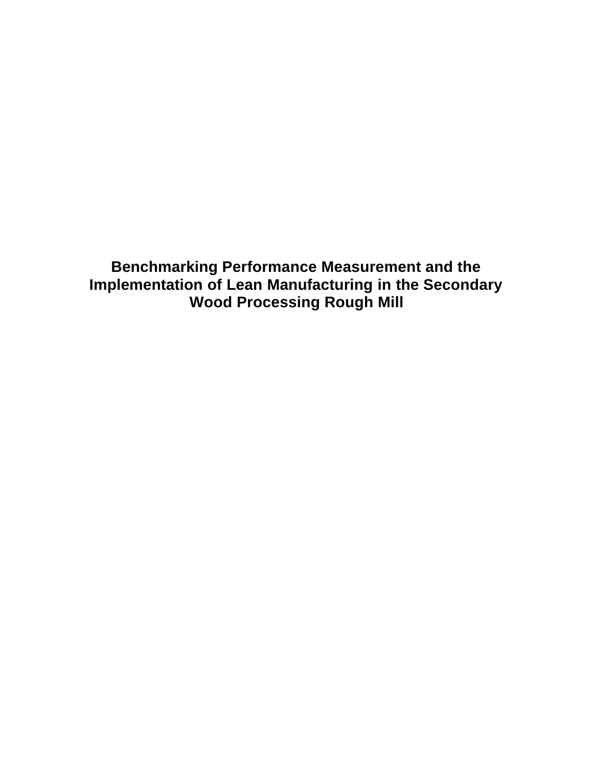# Benchmarking Performance Measurement and the Implementation of Lean Manufacturing in the Secondary Wood Processing Rough Mill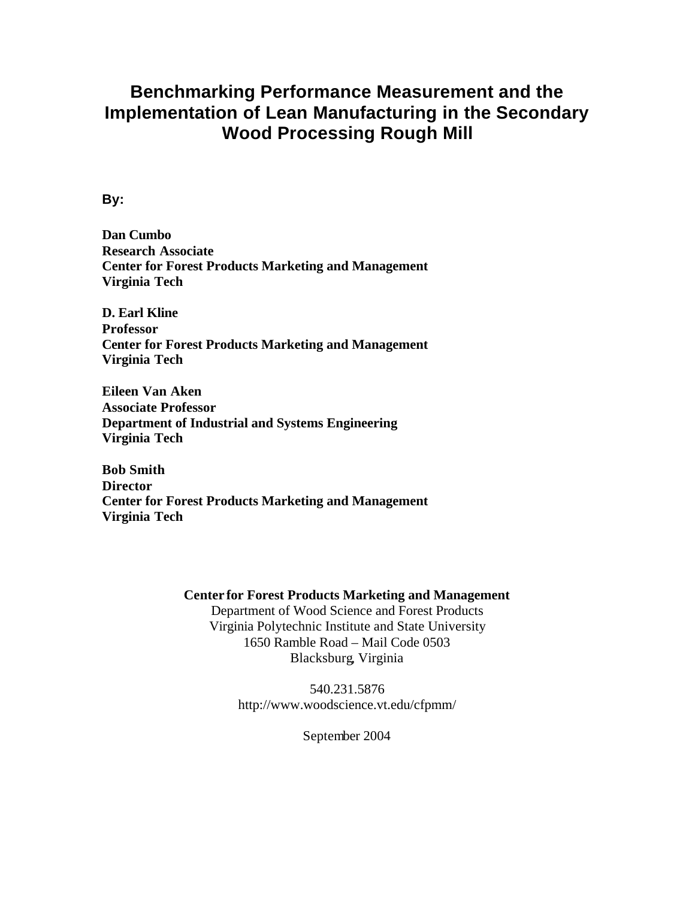# Benchmarking Performance Measurement and the Implementation of Lean Manufacturing in the Secondary Wood Processing Rough Mill

**By:**

**Dan Cumbo**
**Research Associate**
**Center for Forest Products Marketing and Management**
**Virginia Tech**

**D. Earl Kline**
**Professor**
**Center for Forest Products Marketing and Management**
**Virginia Tech**

**Eileen Van Aken**
**Associate Professor**
**Department of Industrial and Systems Engineering**
**Virginia Tech**

**Bob Smith**
**Director**
**Center for Forest Products Marketing and Management**
**Virginia Tech**

**Center for Forest Products Marketing and Management**
Department of Wood Science and Forest Products
Virginia Polytechnic Institute and State University
1650 Ramble Road – Mail Code 0503
Blacksburg, Virginia

540.231.5876
http://www.woodscience.vt.edu/cfpmm/

September 2004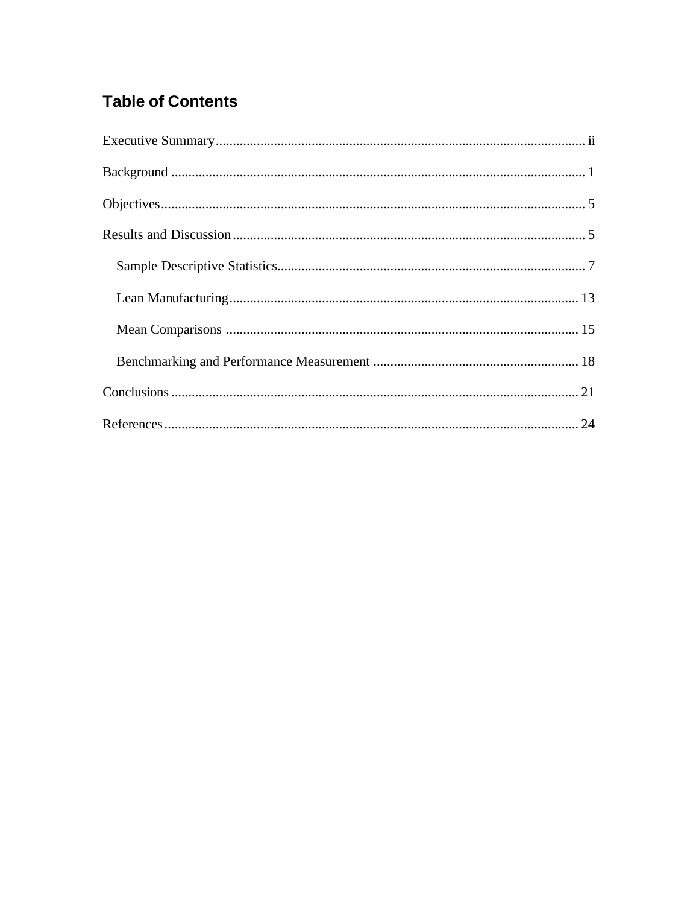## Table of Contents

Executive Summary........................................................................................................... ii

Background ........................................................................................................................ 1

Objectives........................................................................................................................... 5

Results and Discussion ...................................................................................................... 5

- Sample Descriptive Statistics.......................................................................................... 7
- Lean Manufacturing...................................................................................................... 13
- Mean Comparisons ....................................................................................................... 15
- Benchmarking and Performance Measurement ........................................................... 18

Conclusions ...................................................................................................................... 21

References........................................................................................................................ 24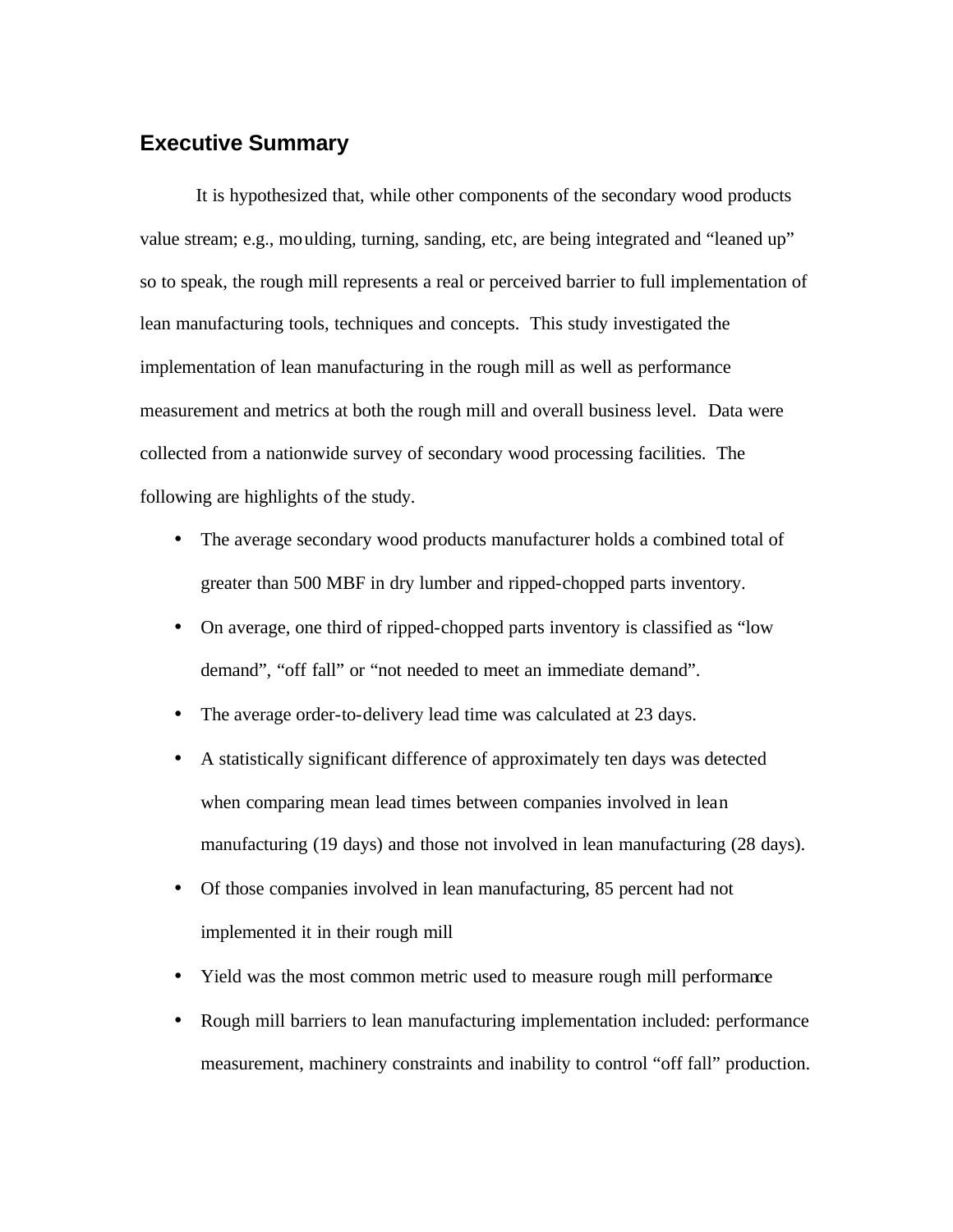## Executive Summary

It is hypothesized that, while other components of the secondary wood products value stream; e.g., moulding, turning, sanding, etc, are being integrated and "leaned up" so to speak, the rough mill represents a real or perceived barrier to full implementation of lean manufacturing tools, techniques and concepts. This study investigated the implementation of lean manufacturing in the rough mill as well as performance measurement and metrics at both the rough mill and overall business level. Data were collected from a nationwide survey of secondary wood processing facilities. The following are highlights of the study.

- The average secondary wood products manufacturer holds a combined total of greater than 500 MBF in dry lumber and ripped-chopped parts inventory.
- On average, one third of ripped-chopped parts inventory is classified as "low demand", "off fall" or "not needed to meet an immediate demand".
- The average order-to-delivery lead time was calculated at 23 days.
- A statistically significant difference of approximately ten days was detected when comparing mean lead times between companies involved in lean manufacturing (19 days) and those not involved in lean manufacturing (28 days).
- Of those companies involved in lean manufacturing, 85 percent had not implemented it in their rough mill
- Yield was the most common metric used to measure rough mill performance
- Rough mill barriers to lean manufacturing implementation included: performance measurement, machinery constraints and inability to control "off fall" production.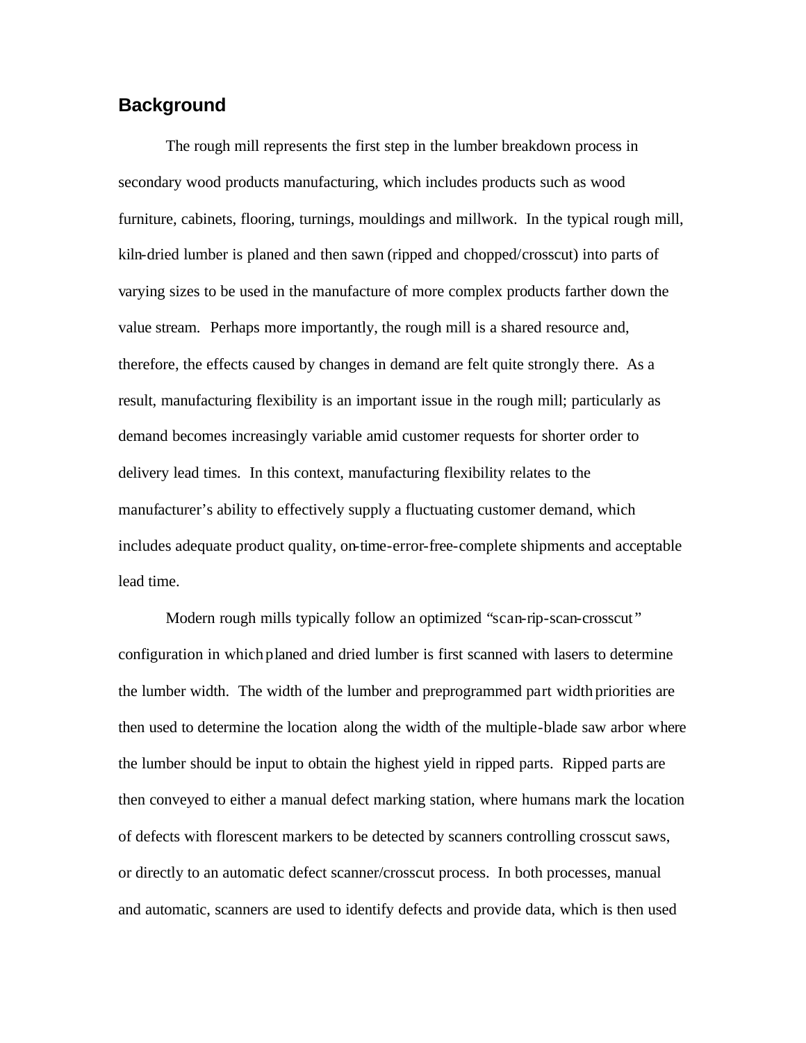## Background

The rough mill represents the first step in the lumber breakdown process in secondary wood products manufacturing, which includes products such as wood furniture, cabinets, flooring, turnings, mouldings and millwork. In the typical rough mill, kiln-dried lumber is planed and then sawn (ripped and chopped/crosscut) into parts of varying sizes to be used in the manufacture of more complex products farther down the value stream. Perhaps more importantly, the rough mill is a shared resource and, therefore, the effects caused by changes in demand are felt quite strongly there. As a result, manufacturing flexibility is an important issue in the rough mill; particularly as demand becomes increasingly variable amid customer requests for shorter order to delivery lead times. In this context, manufacturing flexibility relates to the manufacturer's ability to effectively supply a fluctuating customer demand, which includes adequate product quality, on-time-error-free-complete shipments and acceptable lead time.

Modern rough mills typically follow an optimized "scan-rip-scan-crosscut" configuration in which planed and dried lumber is first scanned with lasers to determine the lumber width. The width of the lumber and preprogrammed part width priorities are then used to determine the location along the width of the multiple-blade saw arbor where the lumber should be input to obtain the highest yield in ripped parts. Ripped parts are then conveyed to either a manual defect marking station, where humans mark the location of defects with florescent markers to be detected by scanners controlling crosscut saws, or directly to an automatic defect scanner/crosscut process. In both processes, manual and automatic, scanners are used to identify defects and provide data, which is then used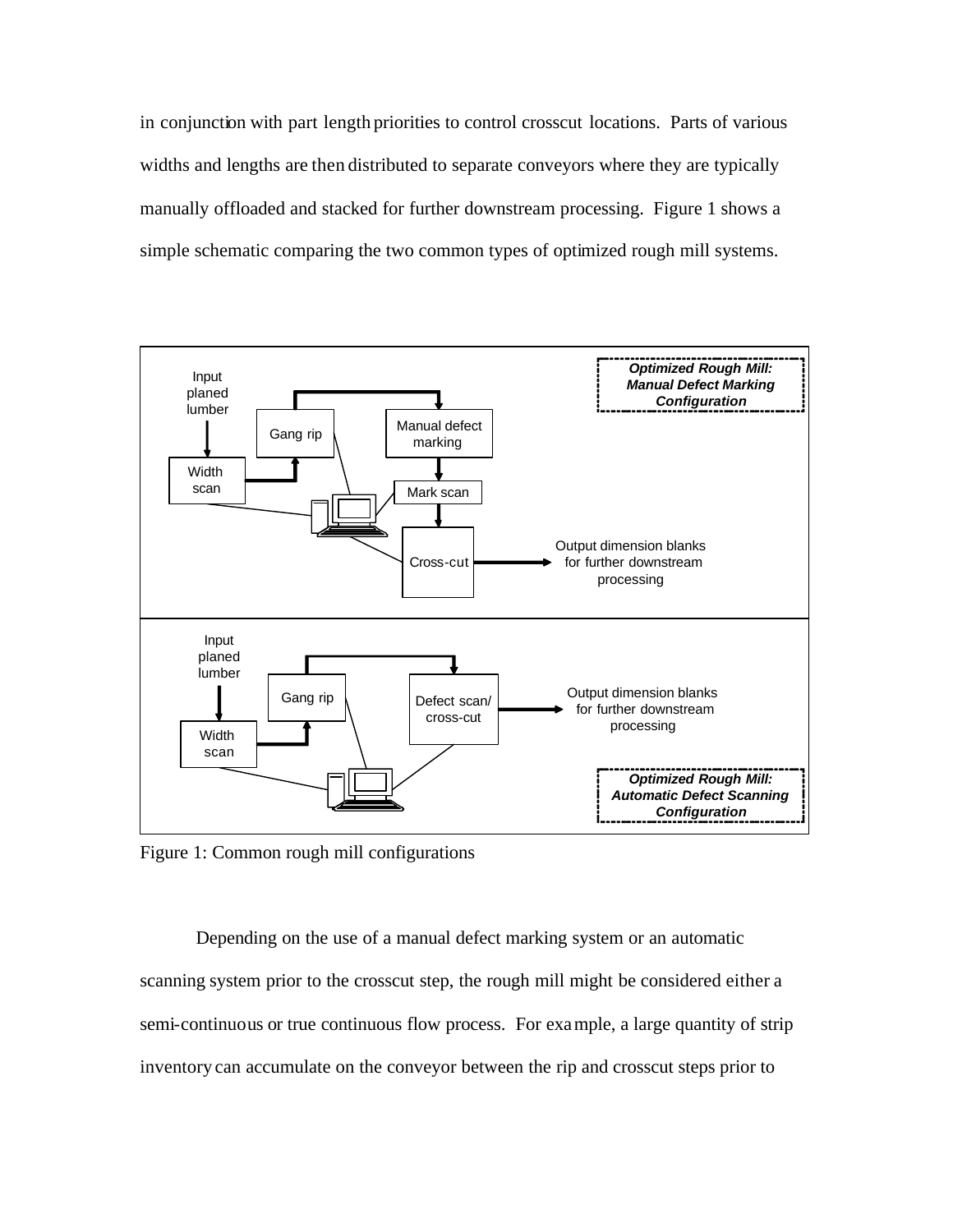in conjunction with part length priorities to control crosscut locations. Parts of various widths and lengths are then distributed to separate conveyors where they are typically manually offloaded and stacked for further downstream processing. Figure 1 shows a simple schematic comparing the two common types of optimized rough mill systems.

Figure 1: Common rough mill configurations

Depending on the use of a manual defect marking system or an automatic scanning system prior to the crosscut step, the rough mill might be considered either a semi-continuous or true continuous flow process. For example, a large quantity of strip inventory can accumulate on the conveyor between the rip and crosscut steps prior to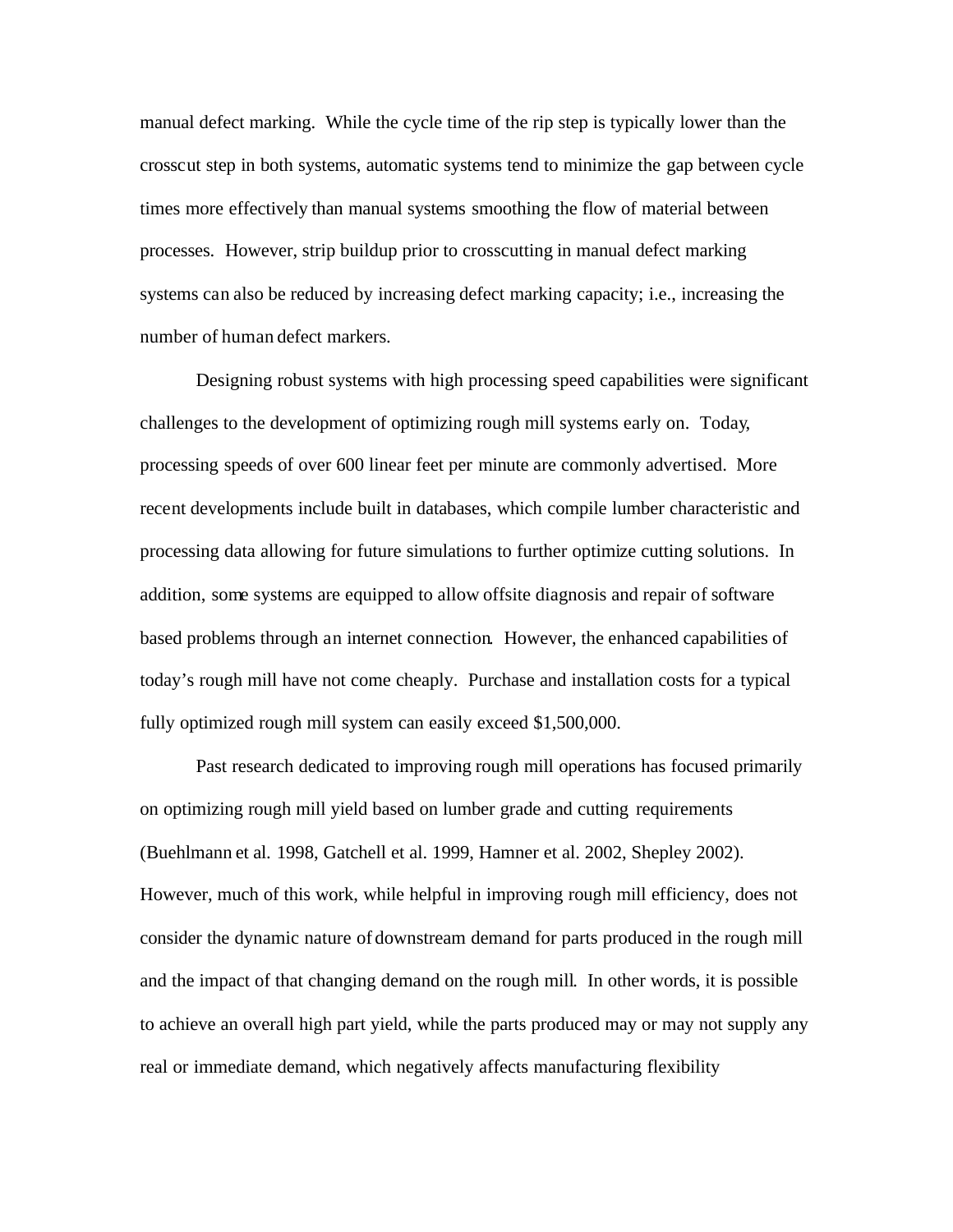manual defect marking. While the cycle time of the rip step is typically lower than the crosscut step in both systems, automatic systems tend to minimize the gap between cycle times more effectively than manual systems smoothing the flow of material between processes. However, strip buildup prior to crosscutting in manual defect marking systems can also be reduced by increasing defect marking capacity; i.e., increasing the number of human defect markers.

Designing robust systems with high processing speed capabilities were significant challenges to the development of optimizing rough mill systems early on. Today, processing speeds of over 600 linear feet per minute are commonly advertised. More recent developments include built in databases, which compile lumber characteristic and processing data allowing for future simulations to further optimize cutting solutions. In addition, some systems are equipped to allow offsite diagnosis and repair of software based problems through an internet connection. However, the enhanced capabilities of today's rough mill have not come cheaply. Purchase and installation costs for a typical fully optimized rough mill system can easily exceed $1,500,000.

Past research dedicated to improving rough mill operations has focused primarily on optimizing rough mill yield based on lumber grade and cutting requirements (Buehlmann et al. 1998, Gatchell et al. 1999, Hamner et al. 2002, Shepley 2002). However, much of this work, while helpful in improving rough mill efficiency, does not consider the dynamic nature of downstream demand for parts produced in the rough mill and the impact of that changing demand on the rough mill. In other words, it is possible to achieve an overall high part yield, while the parts produced may or may not supply any real or immediate demand, which negatively affects manufacturing flexibility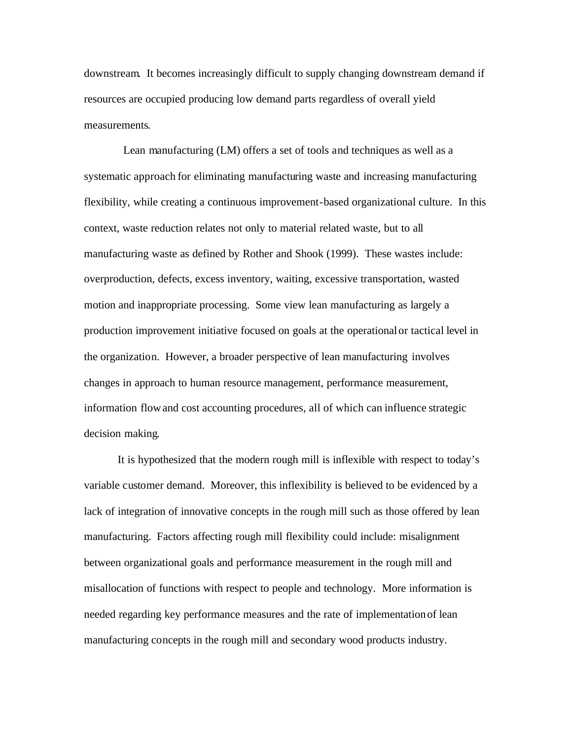downstream. It becomes increasingly difficult to supply changing downstream demand if resources are occupied producing low demand parts regardless of overall yield measurements.

Lean manufacturing (LM) offers a set of tools and techniques as well as a systematic approach for eliminating manufacturing waste and increasing manufacturing flexibility, while creating a continuous improvement-based organizational culture. In this context, waste reduction relates not only to material related waste, but to all manufacturing waste as defined by Rother and Shook (1999). These wastes include: overproduction, defects, excess inventory, waiting, excessive transportation, wasted motion and inappropriate processing. Some view lean manufacturing as largely a production improvement initiative focused on goals at the operational or tactical level in the organization. However, a broader perspective of lean manufacturing involves changes in approach to human resource management, performance measurement, information flow and cost accounting procedures, all of which can influence strategic decision making.

It is hypothesized that the modern rough mill is inflexible with respect to today's variable customer demand. Moreover, this inflexibility is believed to be evidenced by a lack of integration of innovative concepts in the rough mill such as those offered by lean manufacturing. Factors affecting rough mill flexibility could include: misalignment between organizational goals and performance measurement in the rough mill and misallocation of functions with respect to people and technology. More information is needed regarding key performance measures and the rate of implementation of lean manufacturing concepts in the rough mill and secondary wood products industry.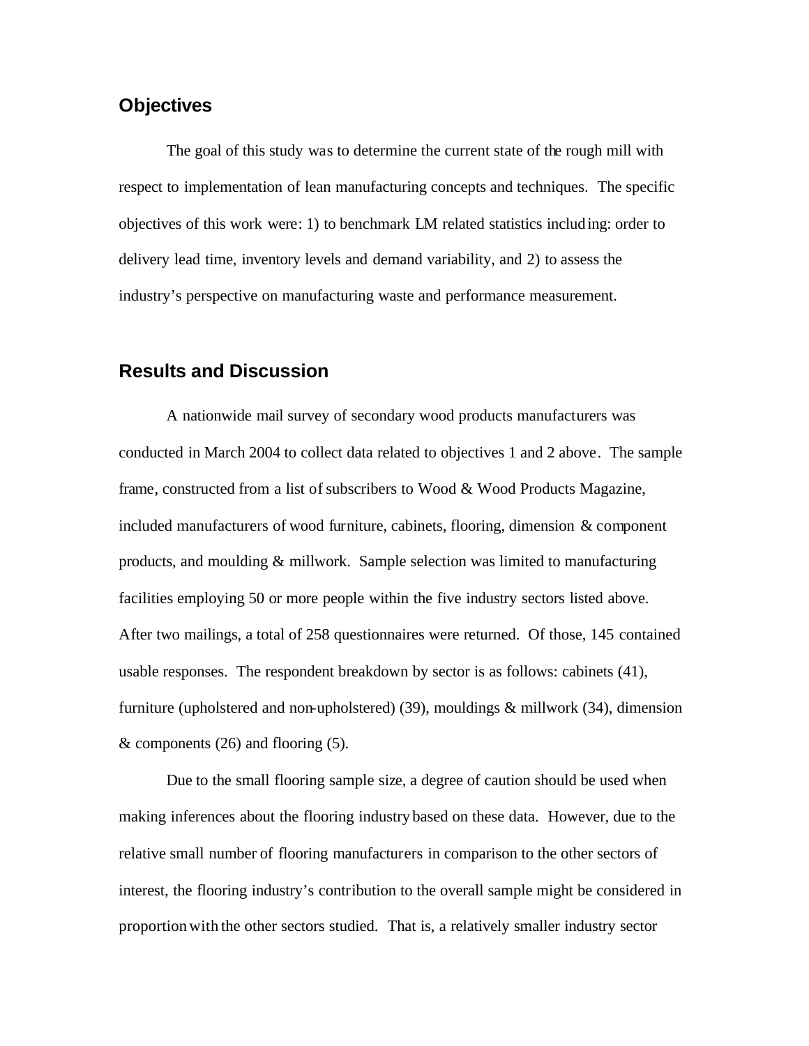## Objectives

The goal of this study was to determine the current state of the rough mill with respect to implementation of lean manufacturing concepts and techniques. The specific objectives of this work were: 1) to benchmark LM related statistics including: order to delivery lead time, inventory levels and demand variability, and 2) to assess the industry's perspective on manufacturing waste and performance measurement.

## Results and Discussion

A nationwide mail survey of secondary wood products manufacturers was conducted in March 2004 to collect data related to objectives 1 and 2 above. The sample frame, constructed from a list of subscribers to Wood & Wood Products Magazine, included manufacturers of wood furniture, cabinets, flooring, dimension & component products, and moulding & millwork. Sample selection was limited to manufacturing facilities employing 50 or more people within the five industry sectors listed above. After two mailings, a total of 258 questionnaires were returned. Of those, 145 contained usable responses. The respondent breakdown by sector is as follows: cabinets (41), furniture (upholstered and non-upholstered) (39), mouldings & millwork (34), dimension & components (26) and flooring (5).

Due to the small flooring sample size, a degree of caution should be used when making inferences about the flooring industry based on these data. However, due to the relative small number of flooring manufacturers in comparison to the other sectors of interest, the flooring industry's contribution to the overall sample might be considered in proportion with the other sectors studied. That is, a relatively smaller industry sector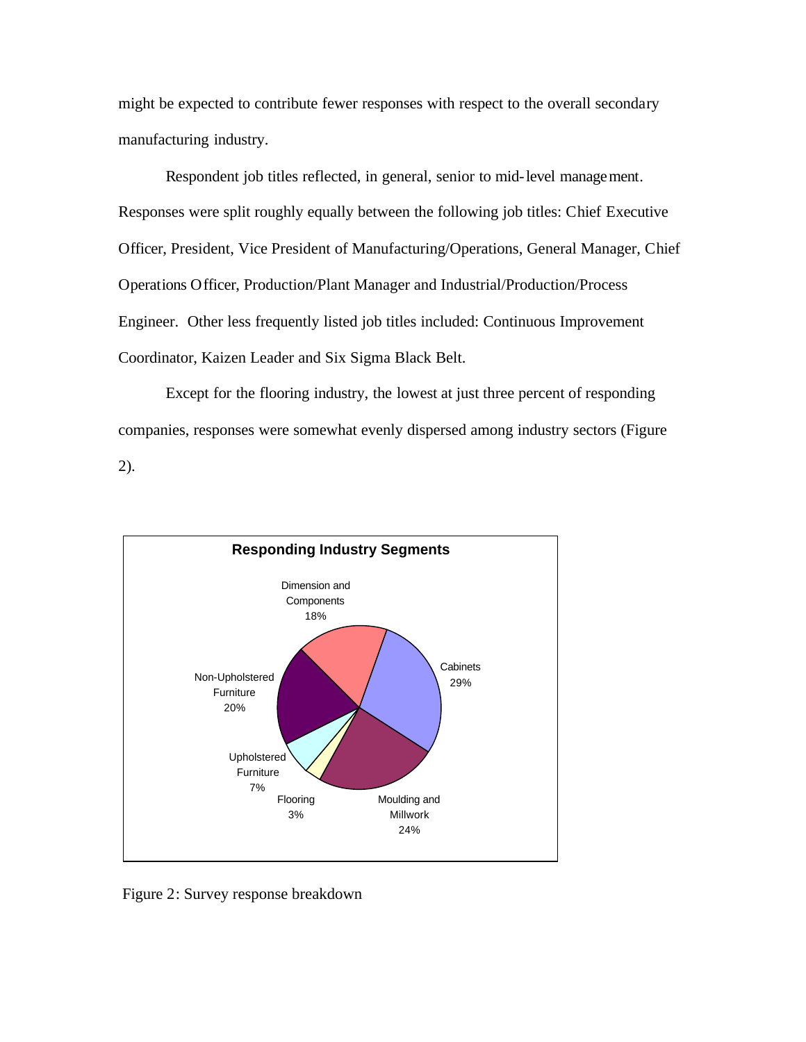might be expected to contribute fewer responses with respect to the overall secondary manufacturing industry.

Respondent job titles reflected, in general, senior to mid-level management. Responses were split roughly equally between the following job titles: Chief Executive Officer, President, Vice President of Manufacturing/Operations, General Manager, Chief Operations Officer, Production/Plant Manager and Industrial/Production/Process Engineer. Other less frequently listed job titles included: Continuous Improvement Coordinator, Kaizen Leader and Six Sigma Black Belt.

Except for the flooring industry, the lowest at just three percent of responding companies, responses were somewhat evenly dispersed among industry sectors (Figure 2).

Figure 2: Survey response breakdown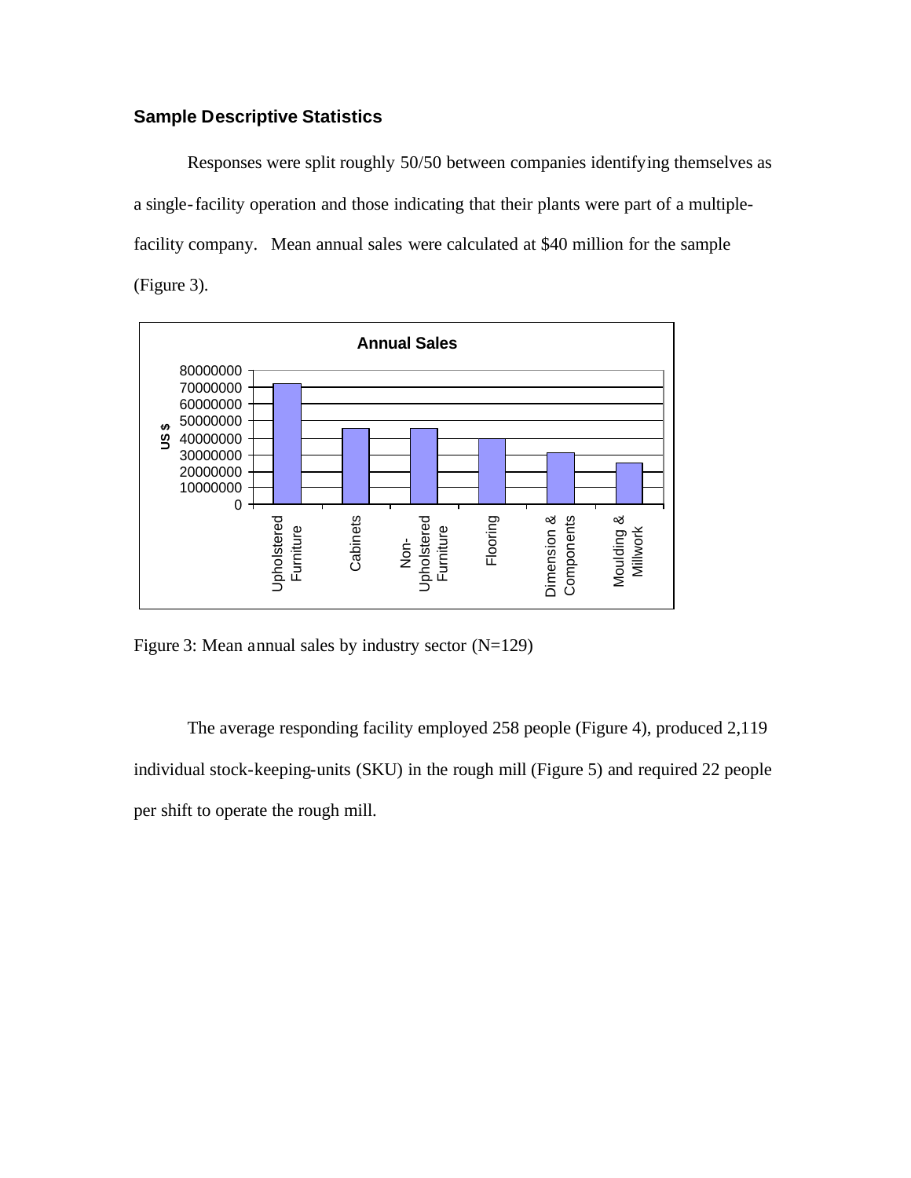### Sample Descriptive Statistics

Responses were split roughly 50/50 between companies identifying themselves as a single-facility operation and those indicating that their plants were part of a multiple-facility company. Mean annual sales were calculated at $40 million for the sample (Figure 3).

Figure 3: Mean annual sales by industry sector (N=129)

The average responding facility employed 258 people (Figure 4), produced 2,119 individual stock-keeping-units (SKU) in the rough mill (Figure 5) and required 22 people per shift to operate the rough mill.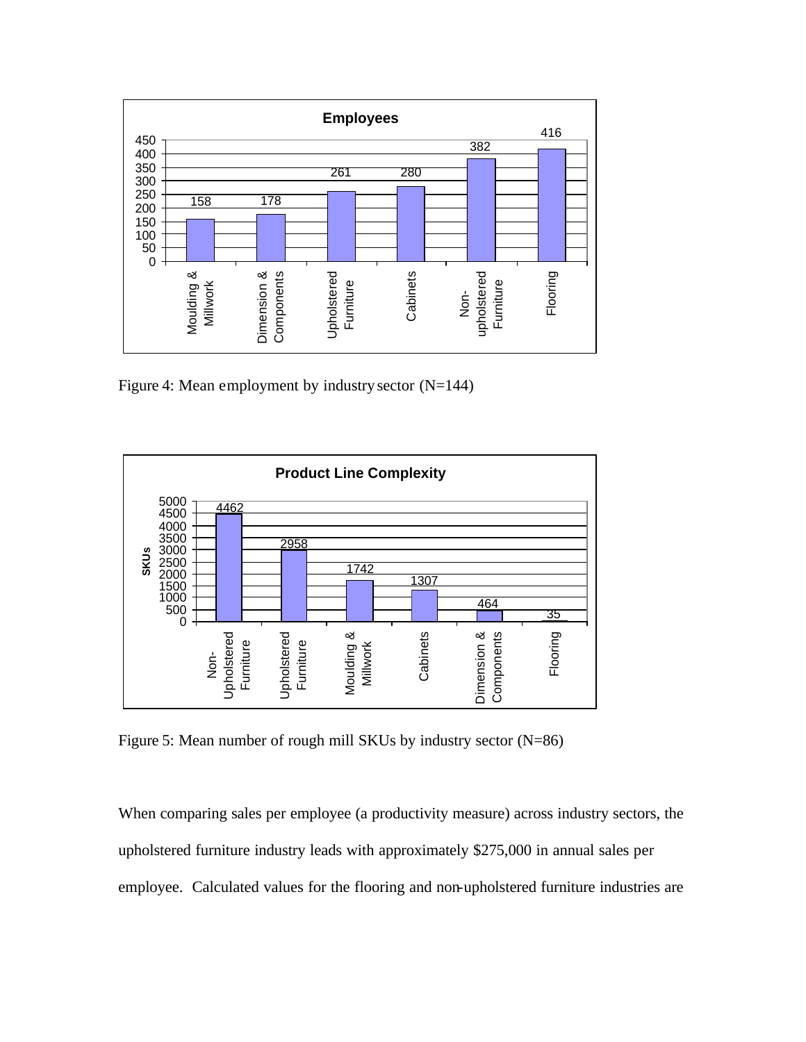**Employees**

| Sector | Employees |
|---|---|
| Moulding & Millwork | 158 |
| Dimension & Components | 178 |
| Upholstered Furniture | 261 |
| Cabinets | 280 |
| Non-upholstered Furniture | 382 |
| Flooring | 416 |

Figure 4: Mean employment by industry sector (N=144)

**Product Line Complexity**

| Sector | SKUs |
|---|---|
| Non-Upholstered Furniture | 4462 |
| Upholstered Furniture | 2958 |
| Moulding & Millwork | 1742 |
| Cabinets | 1307 |
| Dimension & Components | 464 |
| Flooring | 35 |

Figure 5: Mean number of rough mill SKUs by industry sector (N=86)

When comparing sales per employee (a productivity measure) across industry sectors, the upholstered furniture industry leads with approximately $275,000 in annual sales per employee. Calculated values for the flooring and non-upholstered furniture industries are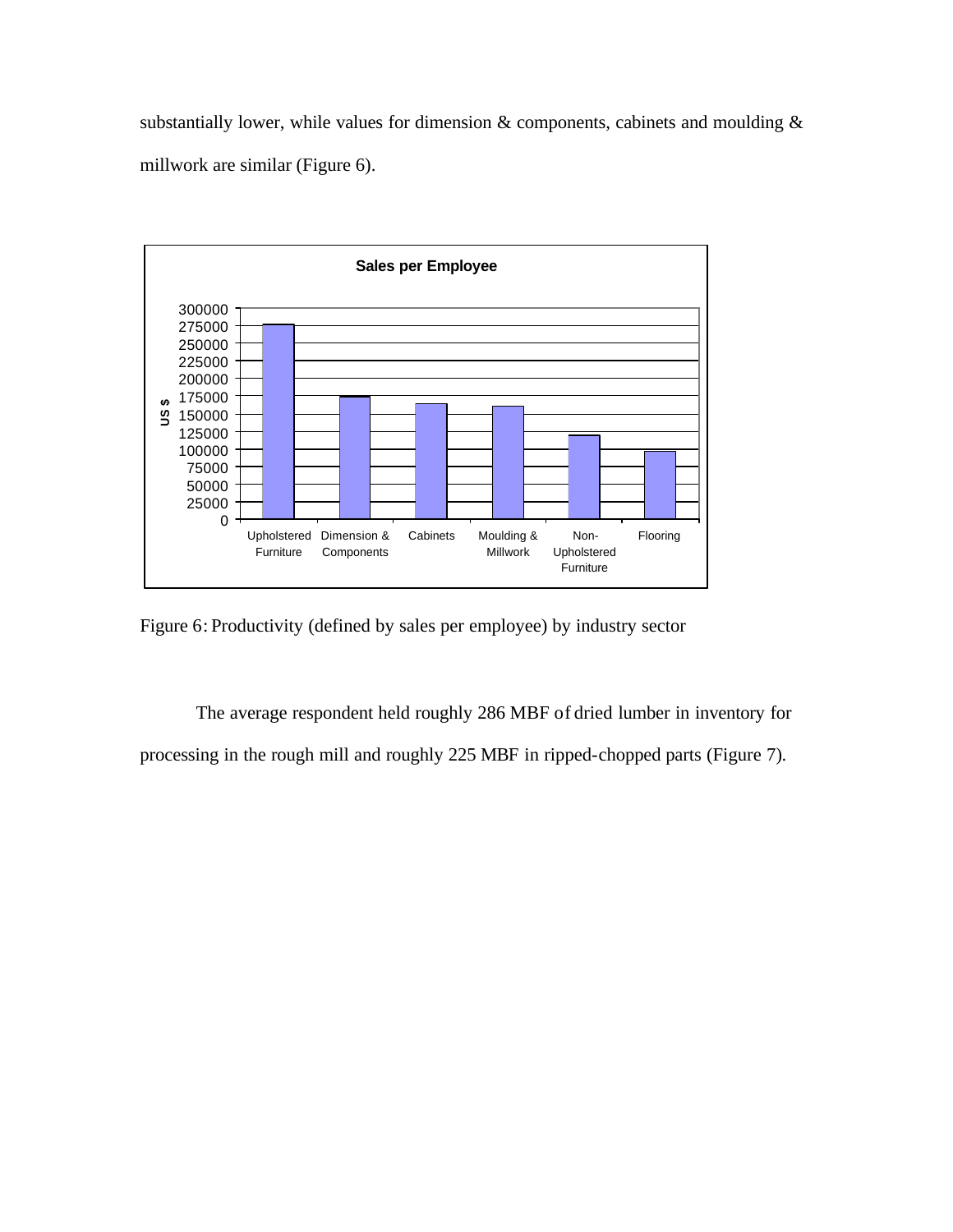substantially lower, while values for dimension & components, cabinets and moulding & millwork are similar (Figure 6).

Figure 6: Productivity (defined by sales per employee) by industry sector

The average respondent held roughly 286 MBF of dried lumber in inventory for processing in the rough mill and roughly 225 MBF in ripped-chopped parts (Figure 7).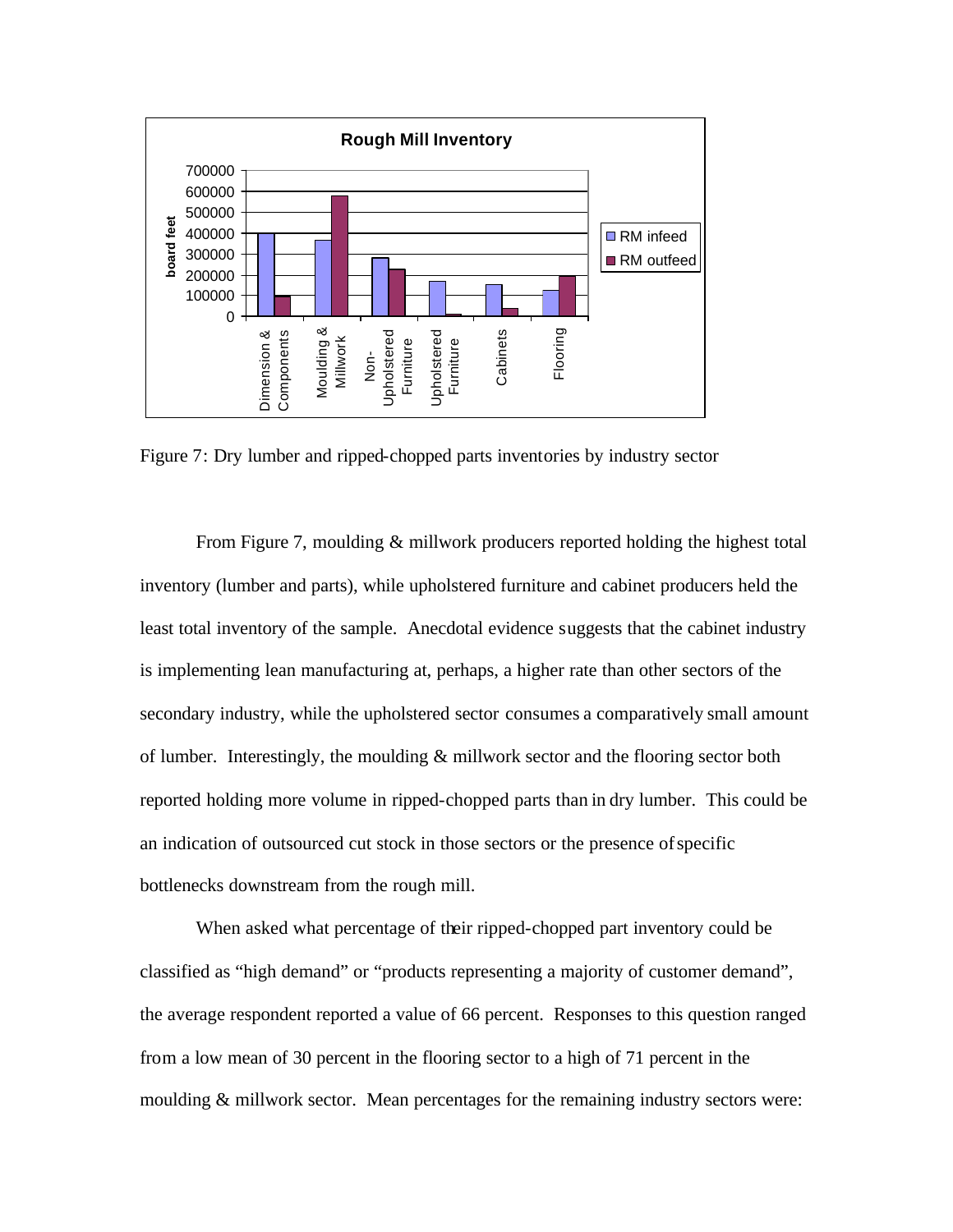Figure 7: Dry lumber and ripped-chopped parts inventories by industry sector

From Figure 7, moulding & millwork producers reported holding the highest total inventory (lumber and parts), while upholstered furniture and cabinet producers held the least total inventory of the sample. Anecdotal evidence suggests that the cabinet industry is implementing lean manufacturing at, perhaps, a higher rate than other sectors of the secondary industry, while the upholstered sector consumes a comparatively small amount of lumber. Interestingly, the moulding & millwork sector and the flooring sector both reported holding more volume in ripped-chopped parts than in dry lumber. This could be an indication of outsourced cut stock in those sectors or the presence of specific bottlenecks downstream from the rough mill.

When asked what percentage of their ripped-chopped part inventory could be classified as "high demand" or "products representing a majority of customer demand", the average respondent reported a value of 66 percent. Responses to this question ranged from a low mean of 30 percent in the flooring sector to a high of 71 percent in the moulding & millwork sector. Mean percentages for the remaining industry sectors were: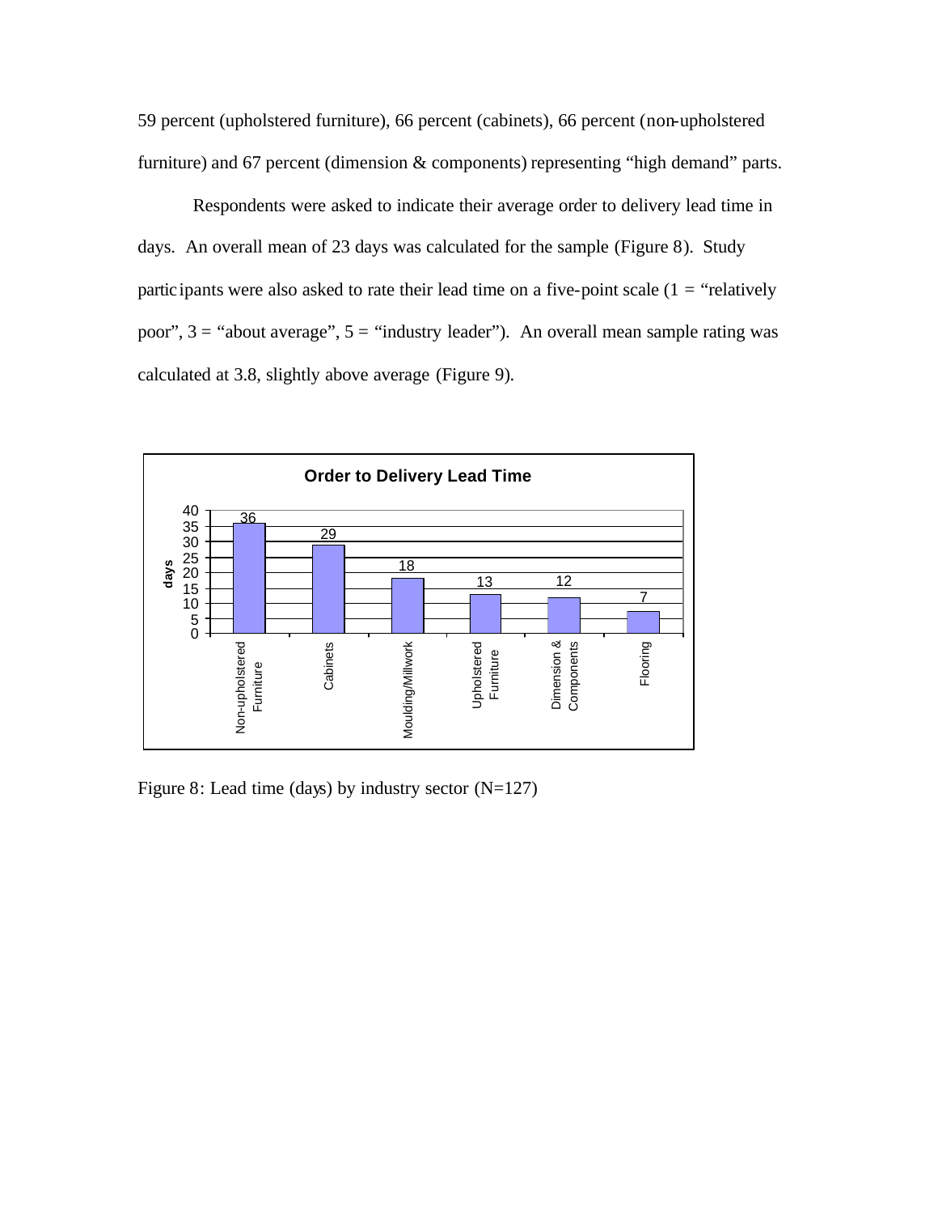59 percent (upholstered furniture), 66 percent (cabinets), 66 percent (non-upholstered furniture) and 67 percent (dimension & components) representing "high demand" parts.

Respondents were asked to indicate their average order to delivery lead time in days. An overall mean of 23 days was calculated for the sample (Figure 8). Study participants were also asked to rate their lead time on a five-point scale (1 = "relatively poor", 3 = "about average", 5 = "industry leader"). An overall mean sample rating was calculated at 3.8, slightly above average (Figure 9).

**Order to Delivery Lead Time**

| Sector | days |
|---|---|
| Non-upholstered Furniture | 36 |
| Cabinets | 29 |
| Moulding/Millwork | 18 |
| Upholstered Furniture | 13 |
| Dimension & Components | 12 |
| Flooring | 7 |

Figure 8: Lead time (days) by industry sector (N=127)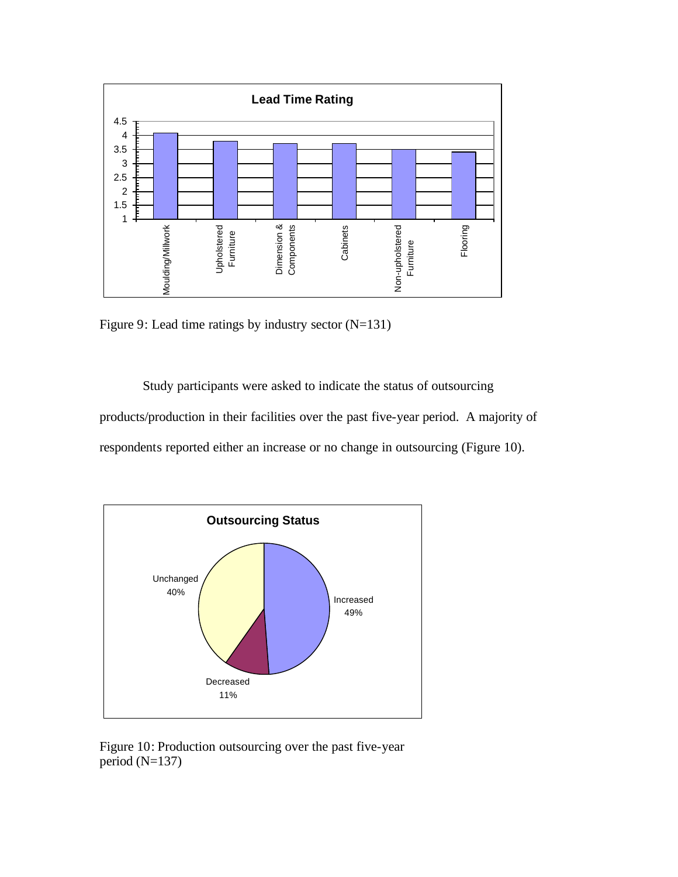Figure 9: Lead time ratings by industry sector (N=131)

Study participants were asked to indicate the status of outsourcing products/production in their facilities over the past five-year period. A majority of respondents reported either an increase or no change in outsourcing (Figure 10).

Figure 10: Production outsourcing over the past five-year period (N=137)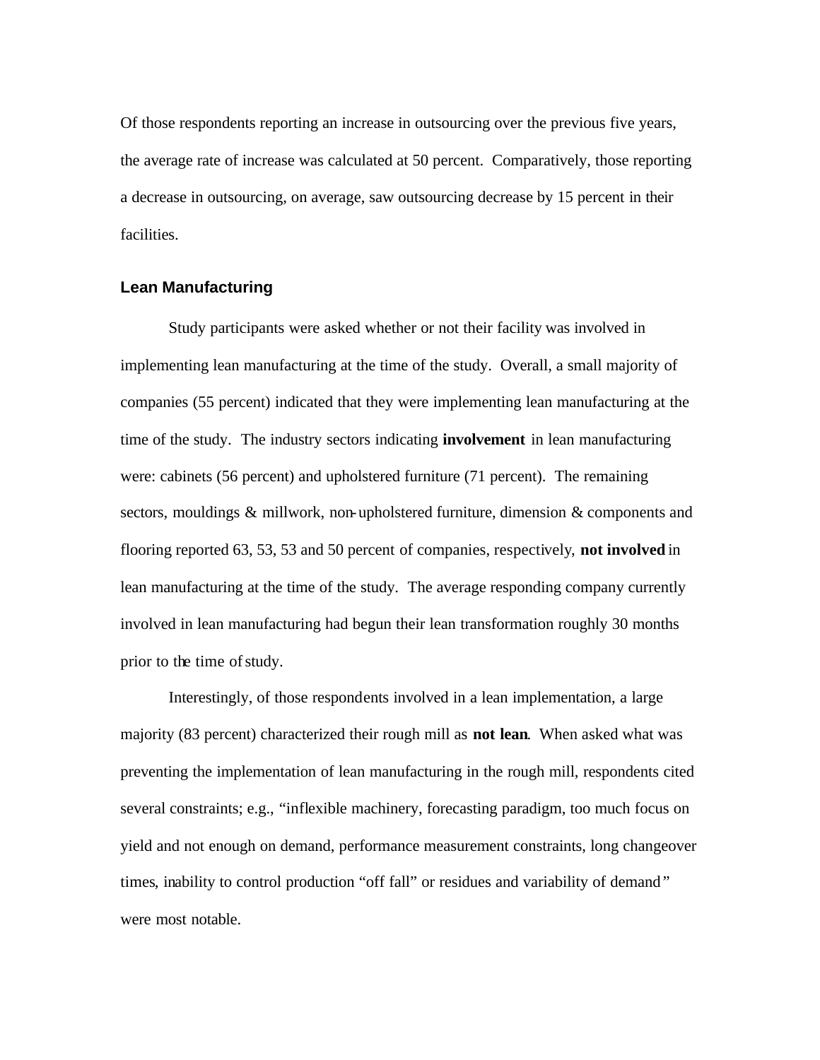Of those respondents reporting an increase in outsourcing over the previous five years, the average rate of increase was calculated at 50 percent. Comparatively, those reporting a decrease in outsourcing, on average, saw outsourcing decrease by 15 percent in their facilities.

### Lean Manufacturing

Study participants were asked whether or not their facility was involved in implementing lean manufacturing at the time of the study. Overall, a small majority of companies (55 percent) indicated that they were implementing lean manufacturing at the time of the study. The industry sectors indicating **involvement** in lean manufacturing were: cabinets (56 percent) and upholstered furniture (71 percent). The remaining sectors, mouldings & millwork, non-upholstered furniture, dimension & components and flooring reported 63, 53, 53 and 50 percent of companies, respectively, **not involved** in lean manufacturing at the time of the study. The average responding company currently involved in lean manufacturing had begun their lean transformation roughly 30 months prior to the time of study.

Interestingly, of those respondents involved in a lean implementation, a large majority (83 percent) characterized their rough mill as **not lean**. When asked what was preventing the implementation of lean manufacturing in the rough mill, respondents cited several constraints; e.g., "inflexible machinery, forecasting paradigm, too much focus on yield and not enough on demand, performance measurement constraints, long changeover times, inability to control production "off fall" or residues and variability of demand" were most notable.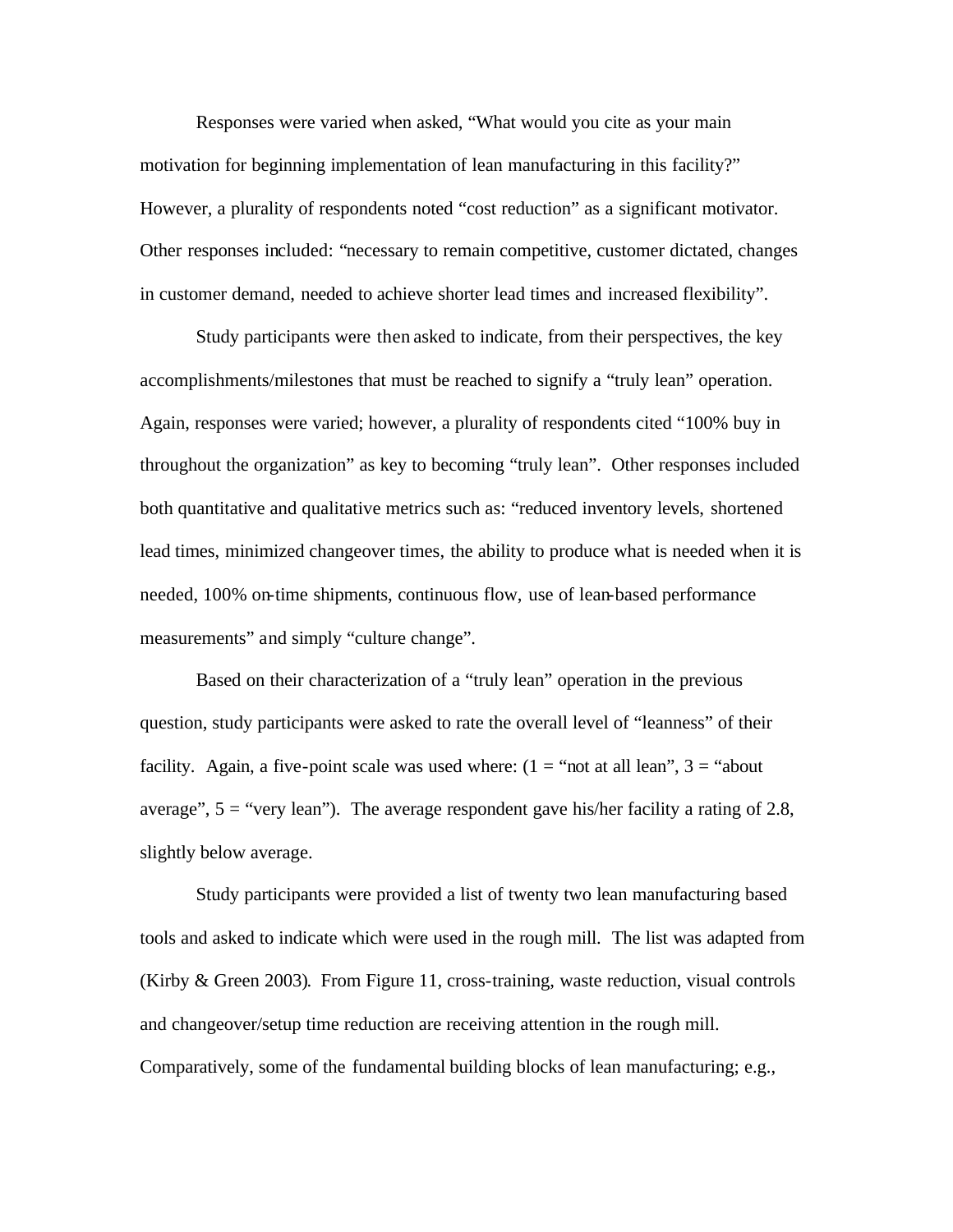Responses were varied when asked, "What would you cite as your main motivation for beginning implementation of lean manufacturing in this facility?" However, a plurality of respondents noted "cost reduction" as a significant motivator. Other responses included: "necessary to remain competitive, customer dictated, changes in customer demand, needed to achieve shorter lead times and increased flexibility".

Study participants were then asked to indicate, from their perspectives, the key accomplishments/milestones that must be reached to signify a "truly lean" operation. Again, responses were varied; however, a plurality of respondents cited "100% buy in throughout the organization" as key to becoming "truly lean". Other responses included both quantitative and qualitative metrics such as: "reduced inventory levels, shortened lead times, minimized changeover times, the ability to produce what is needed when it is needed, 100% on-time shipments, continuous flow, use of lean-based performance measurements" and simply "culture change".

Based on their characterization of a "truly lean" operation in the previous question, study participants were asked to rate the overall level of "leanness" of their facility. Again, a five-point scale was used where: (1 = "not at all lean", 3 = "about average", 5 = "very lean"). The average respondent gave his/her facility a rating of 2.8, slightly below average.

Study participants were provided a list of twenty two lean manufacturing based tools and asked to indicate which were used in the rough mill. The list was adapted from (Kirby & Green 2003). From Figure 11, cross-training, waste reduction, visual controls and changeover/setup time reduction are receiving attention in the rough mill. Comparatively, some of the fundamental building blocks of lean manufacturing; e.g.,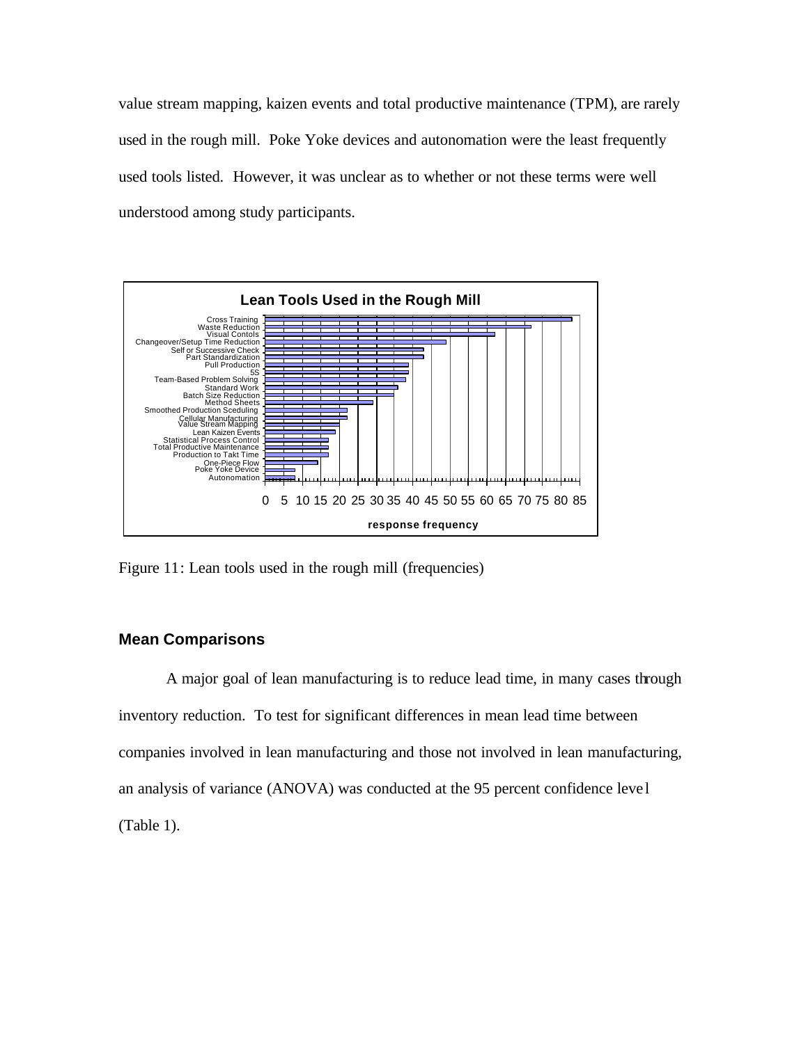value stream mapping, kaizen events and total productive maintenance (TPM), are rarely used in the rough mill. Poke Yoke devices and autonomation were the least frequently used tools listed. However, it was unclear as to whether or not these terms were well understood among study participants.

Figure 11: Lean tools used in the rough mill (frequencies)

## Mean Comparisons

A major goal of lean manufacturing is to reduce lead time, in many cases through inventory reduction. To test for significant differences in mean lead time between companies involved in lean manufacturing and those not involved in lean manufacturing, an analysis of variance (ANOVA) was conducted at the 95 percent confidence level (Table 1).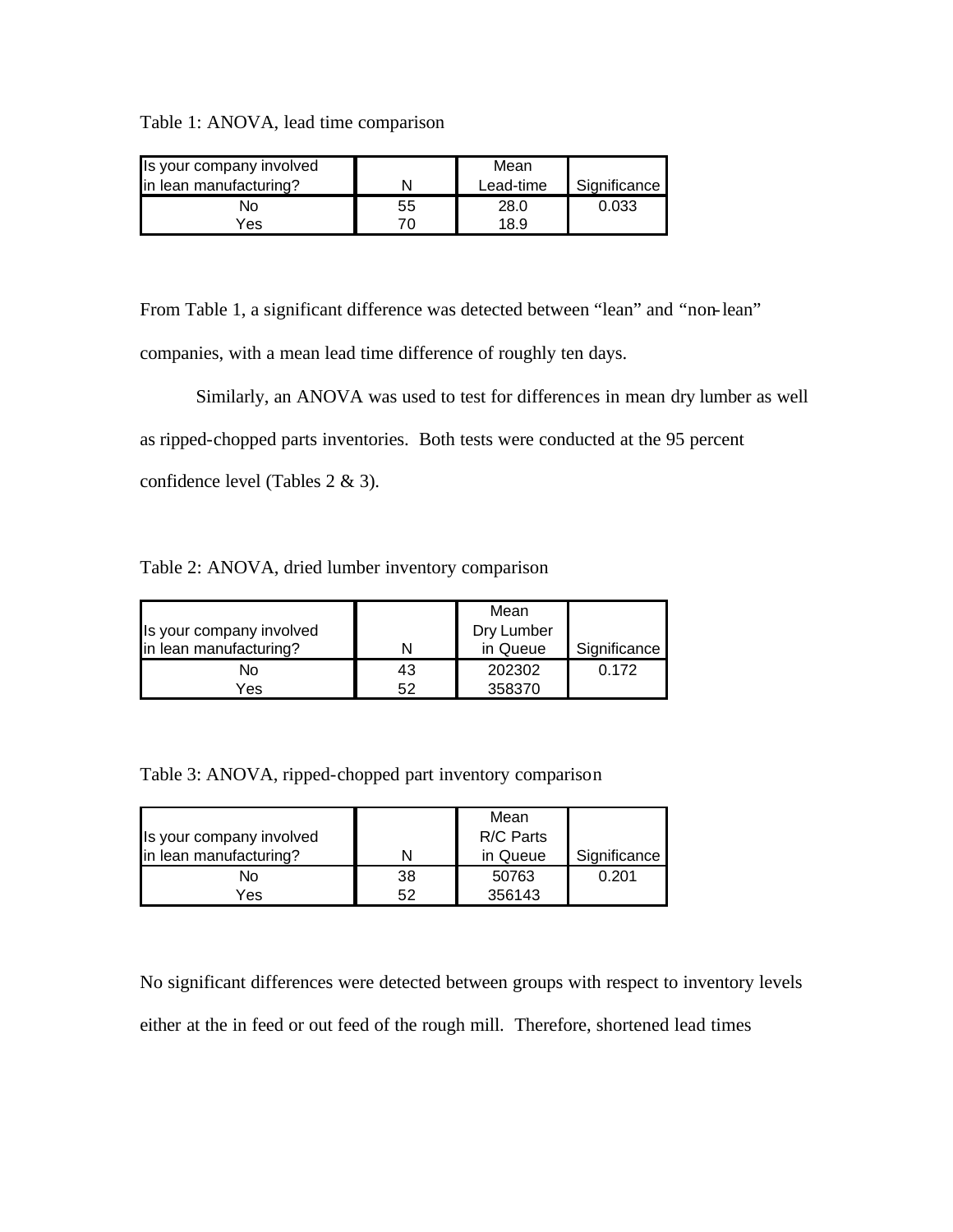Table 1: ANOVA, lead time comparison

| Is your company involved in lean manufacturing? | N | Mean Lead-time | Significance |
|---|---|---|---|
| No | 55 | 28.0 | 0.033 |
| Yes | 70 | 18.9 | |

From Table 1, a significant difference was detected between "lean" and "non-lean" companies, with a mean lead time difference of roughly ten days.

Similarly, an ANOVA was used to test for differences in mean dry lumber as well as ripped-chopped parts inventories. Both tests were conducted at the 95 percent confidence level (Tables 2 & 3).

Table 2: ANOVA, dried lumber inventory comparison

| Is your company involved in lean manufacturing? | N | Mean Dry Lumber in Queue | Significance |
|---|---|---|---|
| No | 43 | 202302 | 0.172 |
| Yes | 52 | 358370 | |

Table 3: ANOVA, ripped-chopped part inventory comparison

| Is your company involved in lean manufacturing? | N | Mean R/C Parts in Queue | Significance |
|---|---|---|---|
| No | 38 | 50763 | 0.201 |
| Yes | 52 | 356143 | |

No significant differences were detected between groups with respect to inventory levels either at the in feed or out feed of the rough mill. Therefore, shortened lead times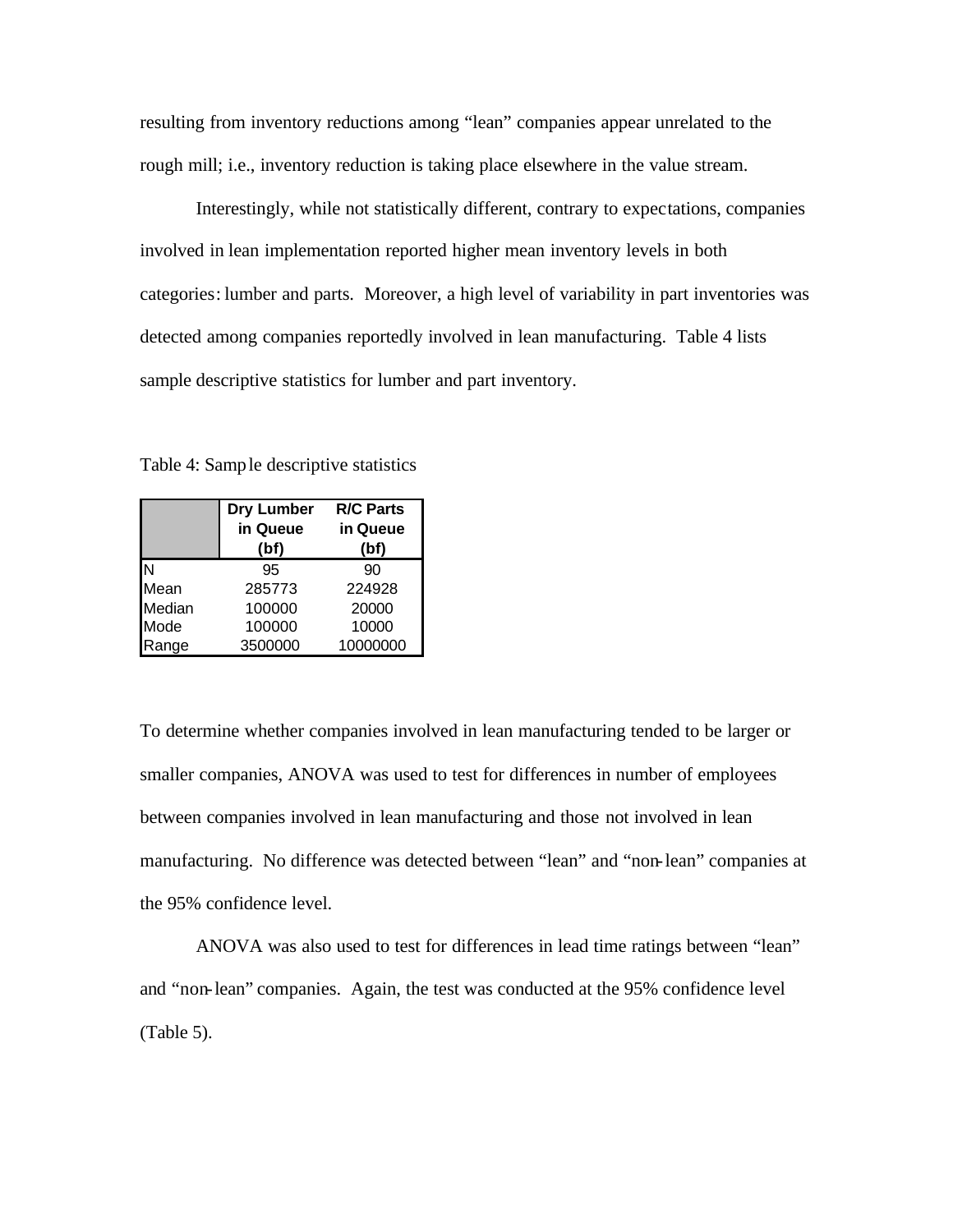resulting from inventory reductions among "lean" companies appear unrelated to the rough mill; i.e., inventory reduction is taking place elsewhere in the value stream.

Interestingly, while not statistically different, contrary to expectations, companies involved in lean implementation reported higher mean inventory levels in both categories: lumber and parts. Moreover, a high level of variability in part inventories was detected among companies reportedly involved in lean manufacturing. Table 4 lists sample descriptive statistics for lumber and part inventory.

Table 4: Sample descriptive statistics

| | Dry Lumber in Queue (bf) | R/C Parts in Queue (bf) |
|---|---|---|
| N | 95 | 90 |
| Mean | 285773 | 224928 |
| Median | 100000 | 20000 |
| Mode | 100000 | 10000 |
| Range | 3500000 | 10000000 |

To determine whether companies involved in lean manufacturing tended to be larger or smaller companies, ANOVA was used to test for differences in number of employees between companies involved in lean manufacturing and those not involved in lean manufacturing. No difference was detected between "lean" and "non-lean" companies at the 95% confidence level.

ANOVA was also used to test for differences in lead time ratings between "lean" and "non-lean" companies. Again, the test was conducted at the 95% confidence level (Table 5).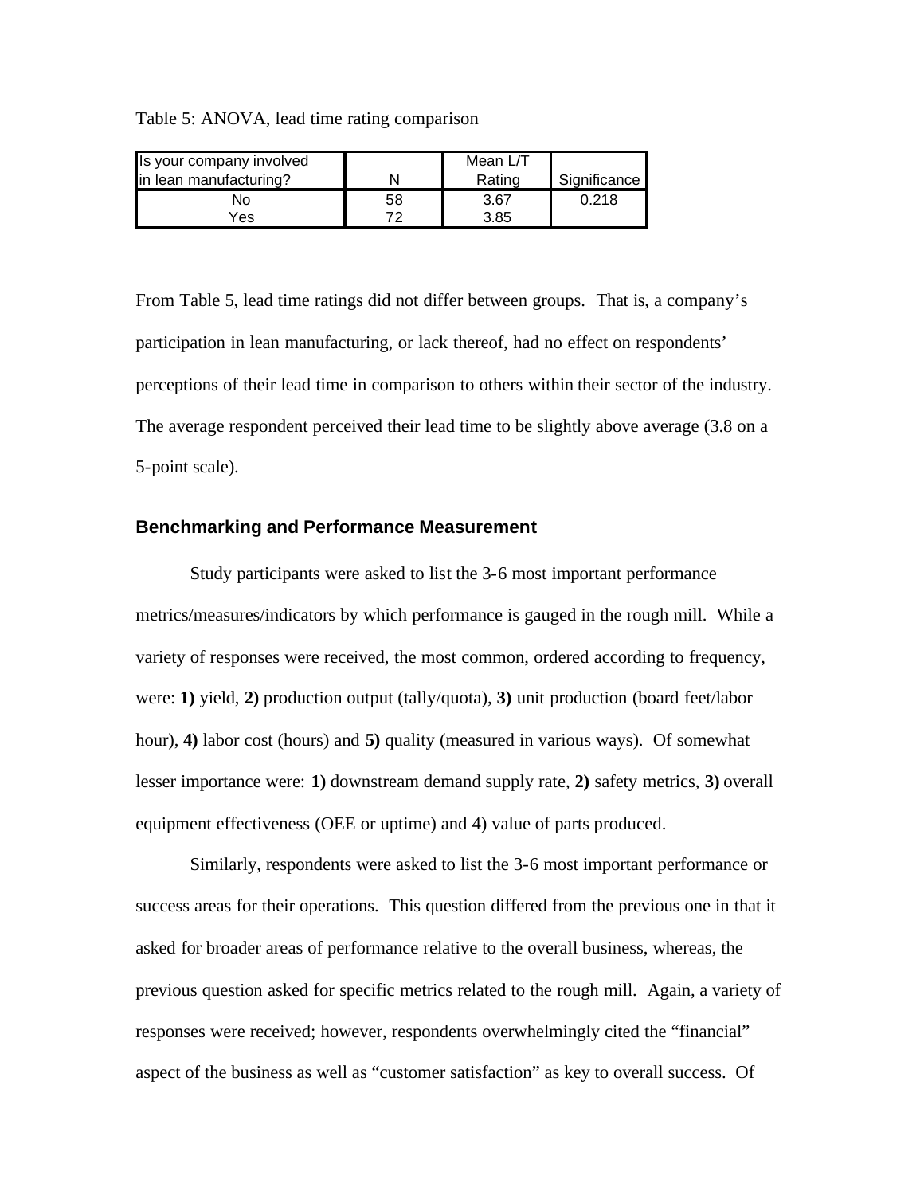Table 5: ANOVA, lead time rating comparison

| Is your company involved in lean manufacturing? | N | Mean L/T Rating | Significance |
|---|---|---|---|
| No | 58 | 3.67 | 0.218 |
| Yes | 72 | 3.85 | |

From Table 5, lead time ratings did not differ between groups. That is, a company's participation in lean manufacturing, or lack thereof, had no effect on respondents' perceptions of their lead time in comparison to others within their sector of the industry. The average respondent perceived their lead time to be slightly above average (3.8 on a 5-point scale).

### Benchmarking and Performance Measurement

Study participants were asked to list the 3-6 most important performance metrics/measures/indicators by which performance is gauged in the rough mill. While a variety of responses were received, the most common, ordered according to frequency, were: **1)** yield, **2)** production output (tally/quota), **3)** unit production (board feet/labor hour), **4)** labor cost (hours) and **5)** quality (measured in various ways). Of somewhat lesser importance were: **1)** downstream demand supply rate, **2)** safety metrics, **3)** overall equipment effectiveness (OEE or uptime) and 4) value of parts produced.

Similarly, respondents were asked to list the 3-6 most important performance or success areas for their operations. This question differed from the previous one in that it asked for broader areas of performance relative to the overall business, whereas, the previous question asked for specific metrics related to the rough mill. Again, a variety of responses were received; however, respondents overwhelmingly cited the "financial" aspect of the business as well as "customer satisfaction" as key to overall success. Of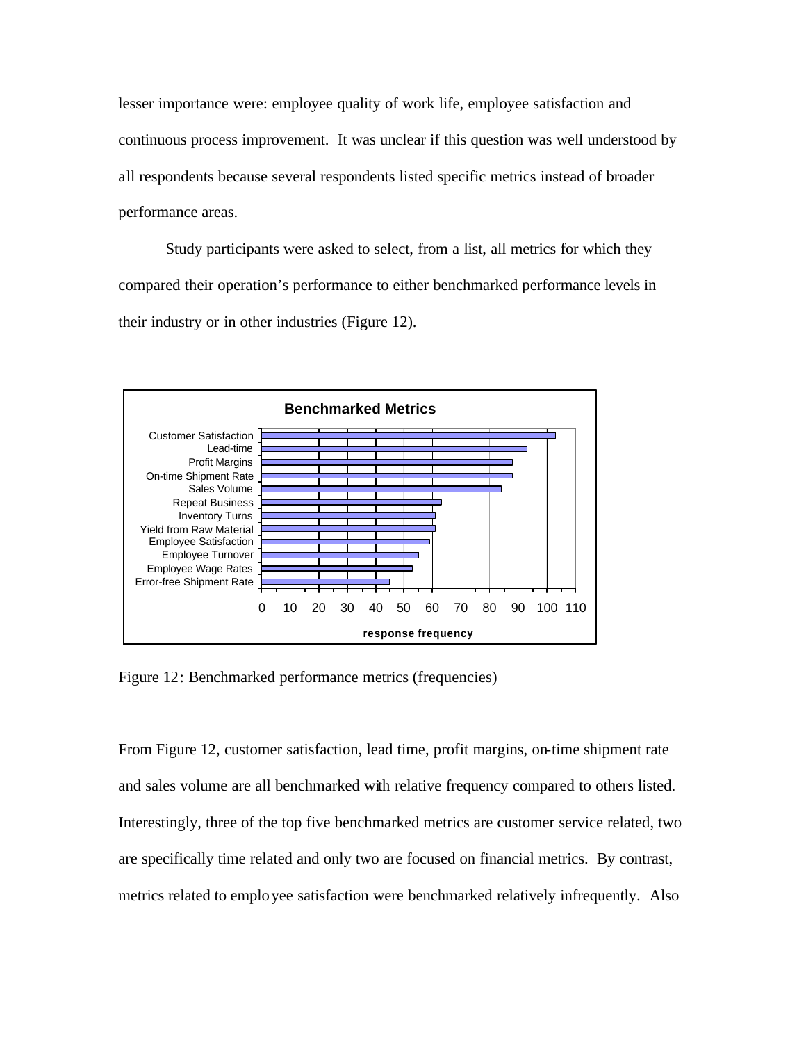lesser importance were: employee quality of work life, employee satisfaction and continuous process improvement. It was unclear if this question was well understood by all respondents because several respondents listed specific metrics instead of broader performance areas.

Study participants were asked to select, from a list, all metrics for which they compared their operation's performance to either benchmarked performance levels in their industry or in other industries (Figure 12).

Figure 12: Benchmarked performance metrics (frequencies)

From Figure 12, customer satisfaction, lead time, profit margins, on-time shipment rate and sales volume are all benchmarked with relative frequency compared to others listed. Interestingly, three of the top five benchmarked metrics are customer service related, two are specifically time related and only two are focused on financial metrics. By contrast, metrics related to employee satisfaction were benchmarked relatively infrequently. Also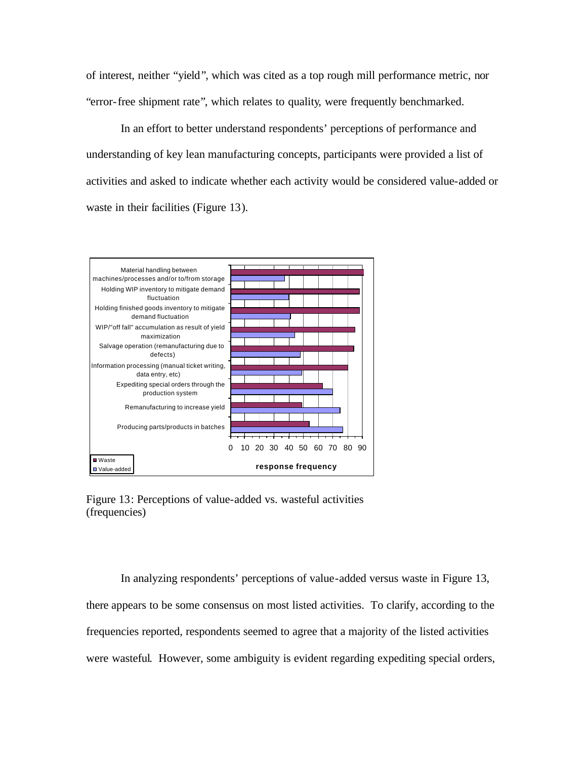of interest, neither "yield", which was cited as a top rough mill performance metric, nor "error-free shipment rate", which relates to quality, were frequently benchmarked.

In an effort to better understand respondents' perceptions of performance and understanding of key lean manufacturing concepts, participants were provided a list of activities and asked to indicate whether each activity would be considered value-added or waste in their facilities (Figure 13).

Figure 13: Perceptions of value-added vs. wasteful activities (frequencies)

In analyzing respondents' perceptions of value-added versus waste in Figure 13, there appears to be some consensus on most listed activities. To clarify, according to the frequencies reported, respondents seemed to agree that a majority of the listed activities were wasteful. However, some ambiguity is evident regarding expediting special orders,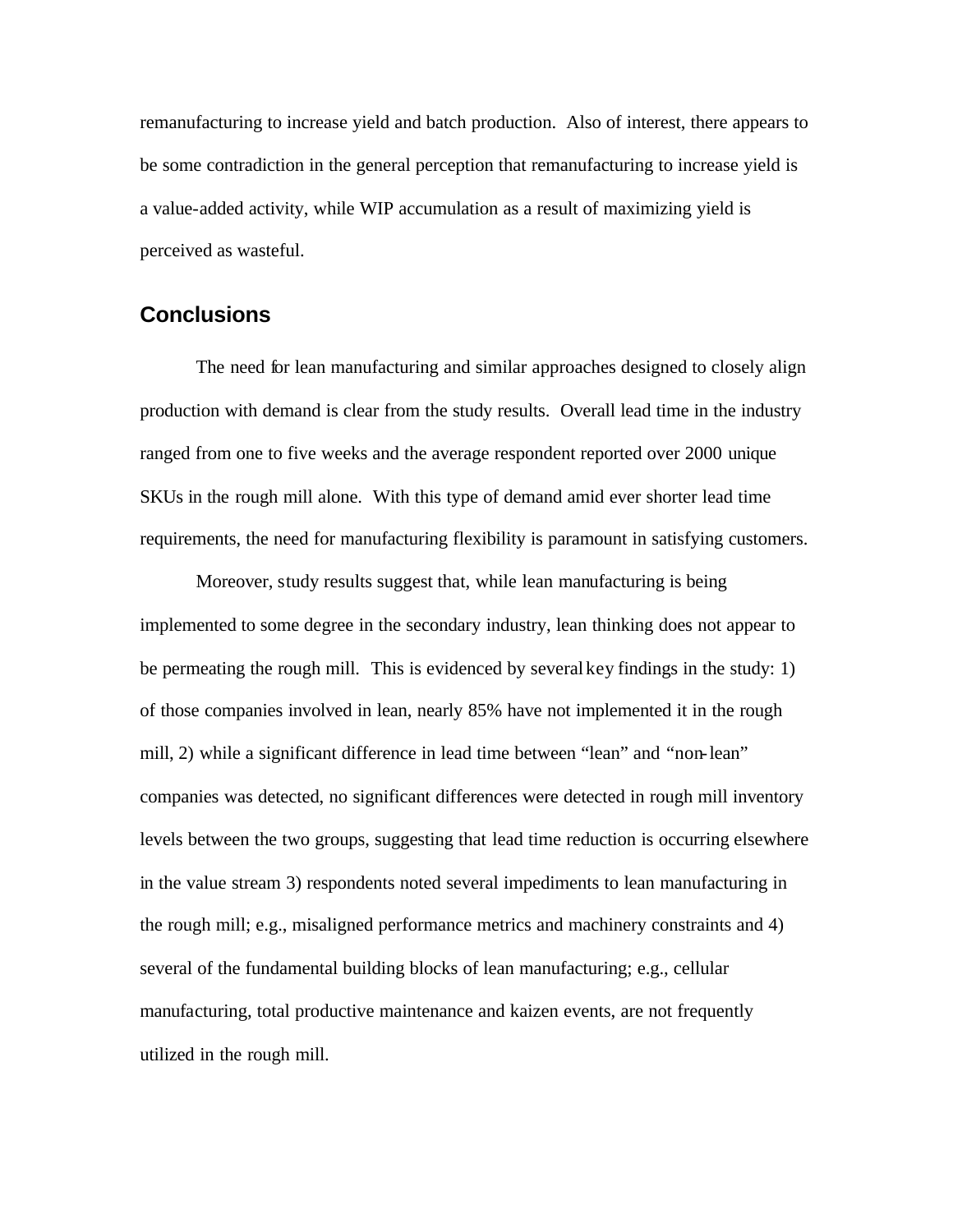remanufacturing to increase yield and batch production. Also of interest, there appears to be some contradiction in the general perception that remanufacturing to increase yield is a value-added activity, while WIP accumulation as a result of maximizing yield is perceived as wasteful.

## Conclusions

The need for lean manufacturing and similar approaches designed to closely align production with demand is clear from the study results. Overall lead time in the industry ranged from one to five weeks and the average respondent reported over 2000 unique SKUs in the rough mill alone. With this type of demand amid ever shorter lead time requirements, the need for manufacturing flexibility is paramount in satisfying customers.

Moreover, study results suggest that, while lean manufacturing is being implemented to some degree in the secondary industry, lean thinking does not appear to be permeating the rough mill. This is evidenced by several key findings in the study: 1) of those companies involved in lean, nearly 85% have not implemented it in the rough mill, 2) while a significant difference in lead time between "lean" and "non-lean" companies was detected, no significant differences were detected in rough mill inventory levels between the two groups, suggesting that lead time reduction is occurring elsewhere in the value stream 3) respondents noted several impediments to lean manufacturing in the rough mill; e.g., misaligned performance metrics and machinery constraints and 4) several of the fundamental building blocks of lean manufacturing; e.g., cellular manufacturing, total productive maintenance and kaizen events, are not frequently utilized in the rough mill.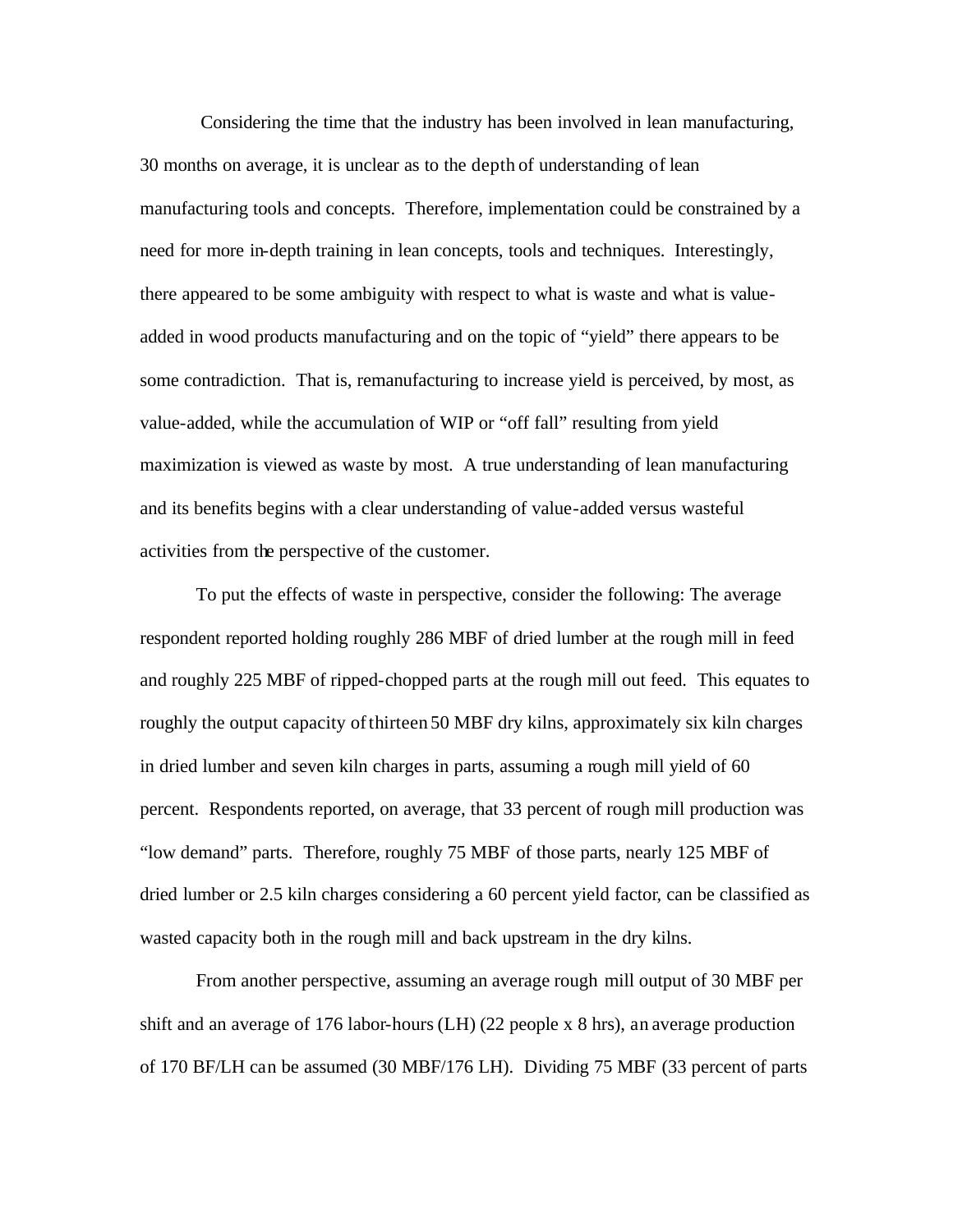Considering the time that the industry has been involved in lean manufacturing, 30 months on average, it is unclear as to the depth of understanding of lean manufacturing tools and concepts. Therefore, implementation could be constrained by a need for more in-depth training in lean concepts, tools and techniques. Interestingly, there appeared to be some ambiguity with respect to what is waste and what is value-added in wood products manufacturing and on the topic of "yield" there appears to be some contradiction. That is, remanufacturing to increase yield is perceived, by most, as value-added, while the accumulation of WIP or "off fall" resulting from yield maximization is viewed as waste by most. A true understanding of lean manufacturing and its benefits begins with a clear understanding of value-added versus wasteful activities from the perspective of the customer.

To put the effects of waste in perspective, consider the following: The average respondent reported holding roughly 286 MBF of dried lumber at the rough mill in feed and roughly 225 MBF of ripped-chopped parts at the rough mill out feed. This equates to roughly the output capacity of thirteen 50 MBF dry kilns, approximately six kiln charges in dried lumber and seven kiln charges in parts, assuming a rough mill yield of 60 percent. Respondents reported, on average, that 33 percent of rough mill production was "low demand" parts. Therefore, roughly 75 MBF of those parts, nearly 125 MBF of dried lumber or 2.5 kiln charges considering a 60 percent yield factor, can be classified as wasted capacity both in the rough mill and back upstream in the dry kilns.

From another perspective, assuming an average rough mill output of 30 MBF per shift and an average of 176 labor-hours (LH) (22 people x 8 hrs), an average production of 170 BF/LH can be assumed (30 MBF/176 LH). Dividing 75 MBF (33 percent of parts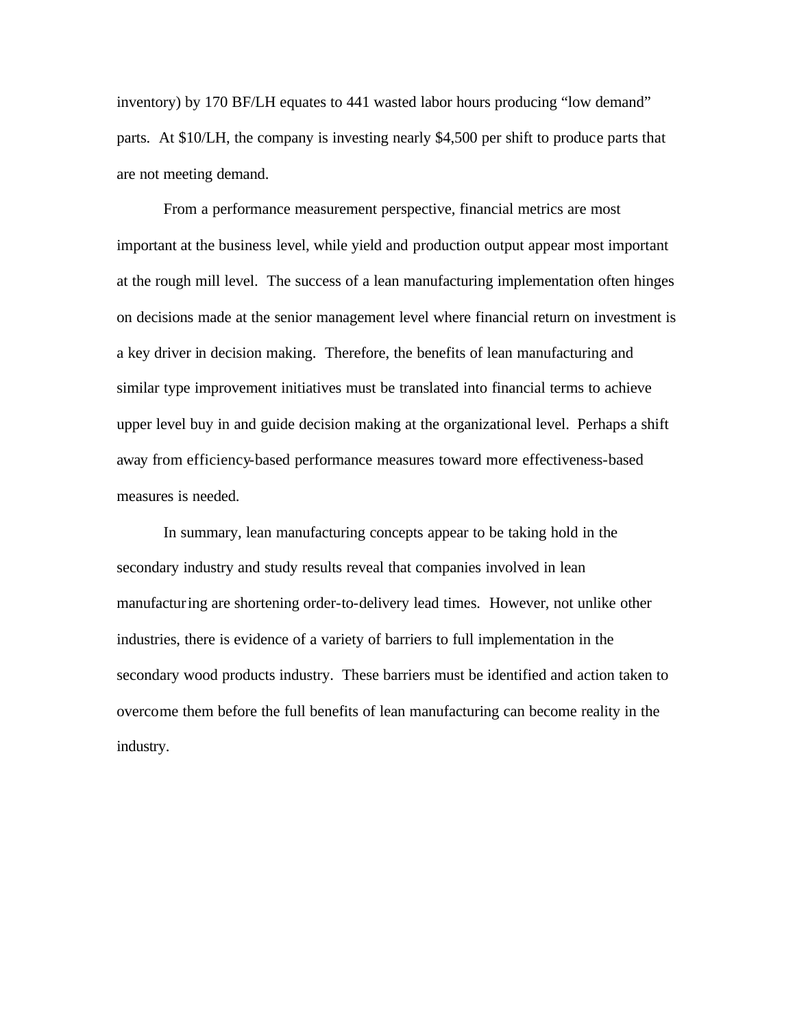inventory) by 170 BF/LH equates to 441 wasted labor hours producing "low demand" parts. At $10/LH, the company is investing nearly $4,500 per shift to produce parts that are not meeting demand.

From a performance measurement perspective, financial metrics are most important at the business level, while yield and production output appear most important at the rough mill level. The success of a lean manufacturing implementation often hinges on decisions made at the senior management level where financial return on investment is a key driver in decision making. Therefore, the benefits of lean manufacturing and similar type improvement initiatives must be translated into financial terms to achieve upper level buy in and guide decision making at the organizational level. Perhaps a shift away from efficiency-based performance measures toward more effectiveness-based measures is needed.

In summary, lean manufacturing concepts appear to be taking hold in the secondary industry and study results reveal that companies involved in lean manufacturing are shortening order-to-delivery lead times. However, not unlike other industries, there is evidence of a variety of barriers to full implementation in the secondary wood products industry. These barriers must be identified and action taken to overcome them before the full benefits of lean manufacturing can become reality in the industry.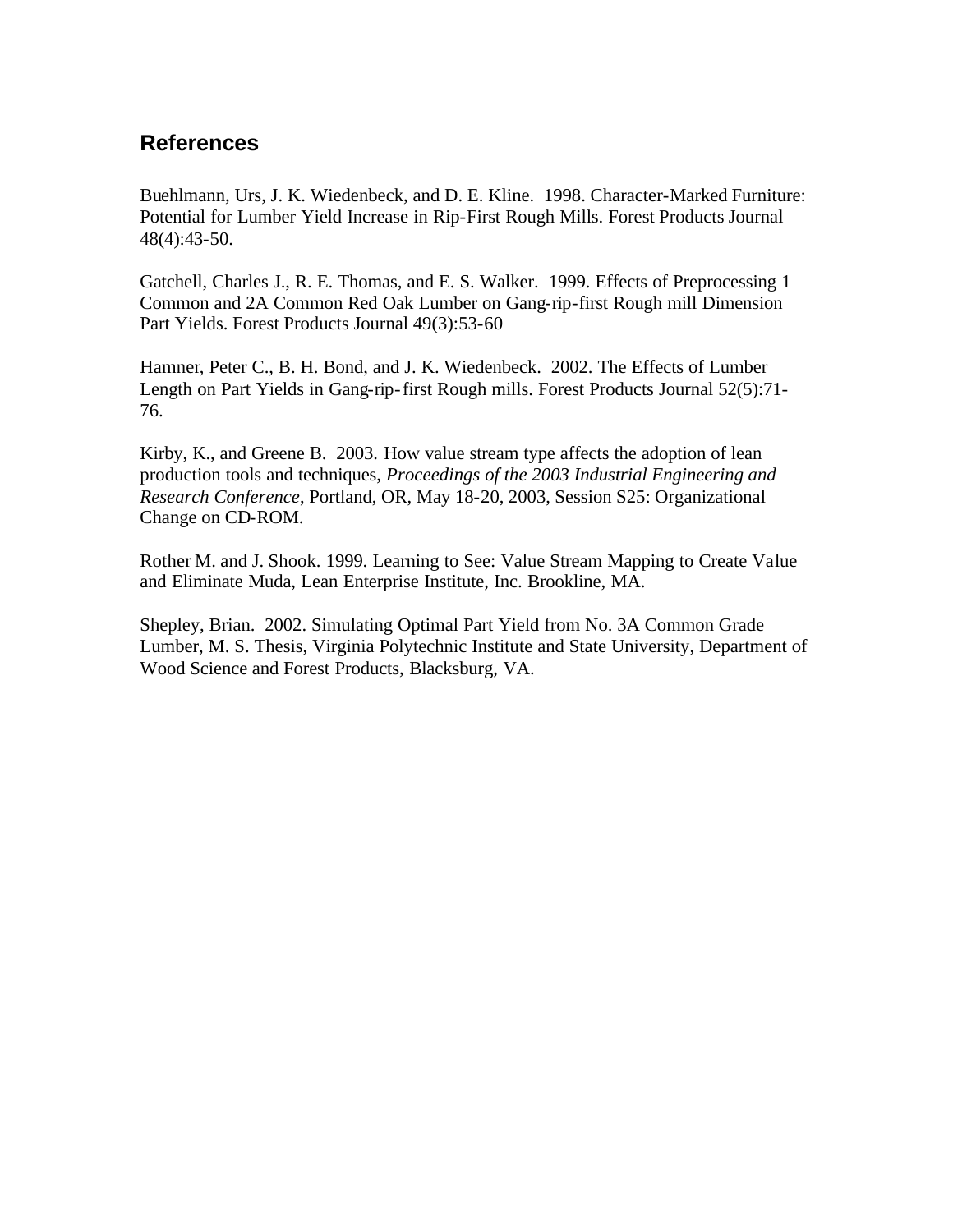## References

Buehlmann, Urs, J. K. Wiedenbeck, and D. E. Kline. 1998. Character-Marked Furniture: Potential for Lumber Yield Increase in Rip-First Rough Mills. Forest Products Journal 48(4):43-50.

Gatchell, Charles J., R. E. Thomas, and E. S. Walker. 1999. Effects of Preprocessing 1 Common and 2A Common Red Oak Lumber on Gang-rip-first Rough mill Dimension Part Yields. Forest Products Journal 49(3):53-60

Hamner, Peter C., B. H. Bond, and J. K. Wiedenbeck. 2002. The Effects of Lumber Length on Part Yields in Gang-rip-first Rough mills. Forest Products Journal 52(5):71-76.

Kirby, K., and Greene B. 2003. How value stream type affects the adoption of lean production tools and techniques, *Proceedings of the 2003 Industrial Engineering and Research Conference*, Portland, OR, May 18-20, 2003, Session S25: Organizational Change on CD-ROM.

Rother M. and J. Shook. 1999. Learning to See: Value Stream Mapping to Create Value and Eliminate Muda, Lean Enterprise Institute, Inc. Brookline, MA.

Shepley, Brian. 2002. Simulating Optimal Part Yield from No. 3A Common Grade Lumber, M. S. Thesis, Virginia Polytechnic Institute and State University, Department of Wood Science and Forest Products, Blacksburg, VA.